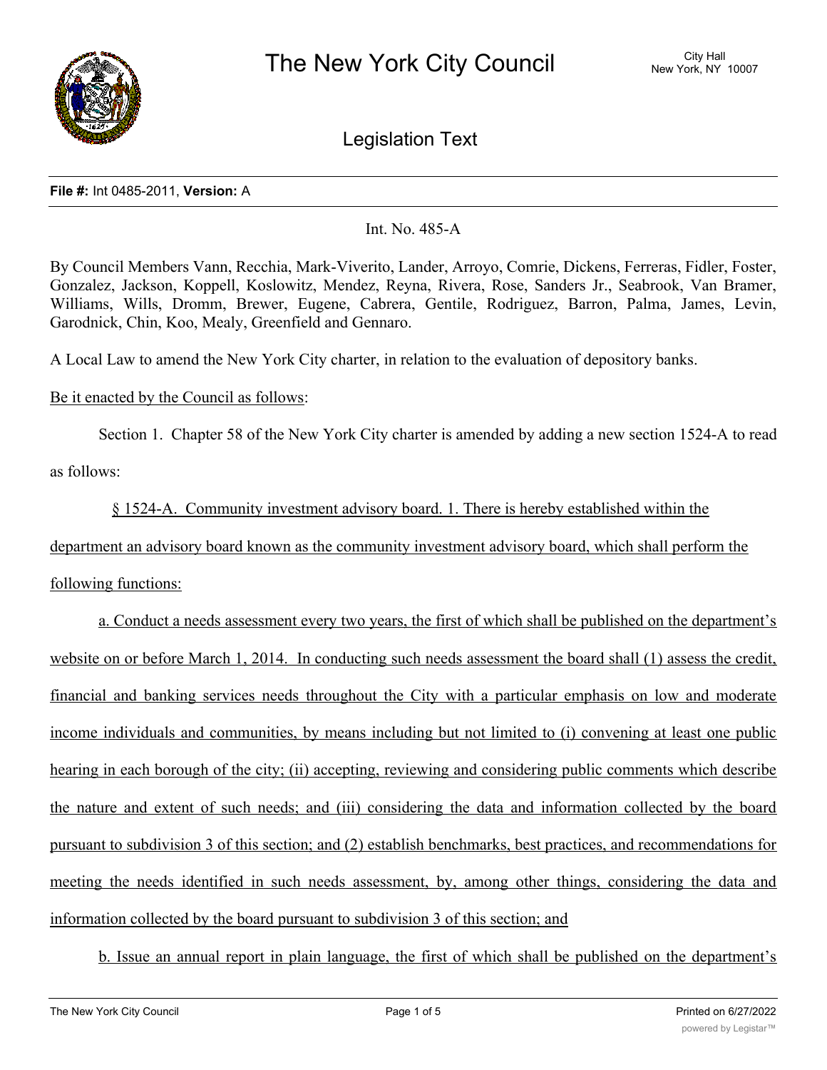# The New York City Council

City Hall
New York, NY 10007

## Legislation Text

**File #:** Int 0485-2011, **Version:** A

Int. No. 485-A

By Council Members Vann, Recchia, Mark-Viverito, Lander, Arroyo, Comrie, Dickens, Ferreras, Fidler, Foster, Gonzalez, Jackson, Koppell, Koslowitz, Mendez, Reyna, Rivera, Rose, Sanders Jr., Seabrook, Van Bramer, Williams, Wills, Dromm, Brewer, Eugene, Cabrera, Gentile, Rodriguez, Barron, Palma, James, Levin, Garodnick, Chin, Koo, Mealy, Greenfield and Gennaro.

A Local Law to amend the New York City charter, in relation to the evaluation of depository banks.

Be it enacted by the Council as follows:

Section 1. Chapter 58 of the New York City charter is amended by adding a new section 1524-A to read as follows:

§ 1524-A. Community investment advisory board. 1. There is hereby established within the department an advisory board known as the community investment advisory board, which shall perform the following functions:

a. Conduct a needs assessment every two years, the first of which shall be published on the department's website on or before March 1, 2014. In conducting such needs assessment the board shall (1) assess the credit, financial and banking services needs throughout the City with a particular emphasis on low and moderate income individuals and communities, by means including but not limited to (i) convening at least one public hearing in each borough of the city; (ii) accepting, reviewing and considering public comments which describe the nature and extent of such needs; and (iii) considering the data and information collected by the board pursuant to subdivision 3 of this section; and (2) establish benchmarks, best practices, and recommendations for meeting the needs identified in such needs assessment, by, among other things, considering the data and information collected by the board pursuant to subdivision 3 of this section; and

b. Issue an annual report in plain language, the first of which shall be published on the department's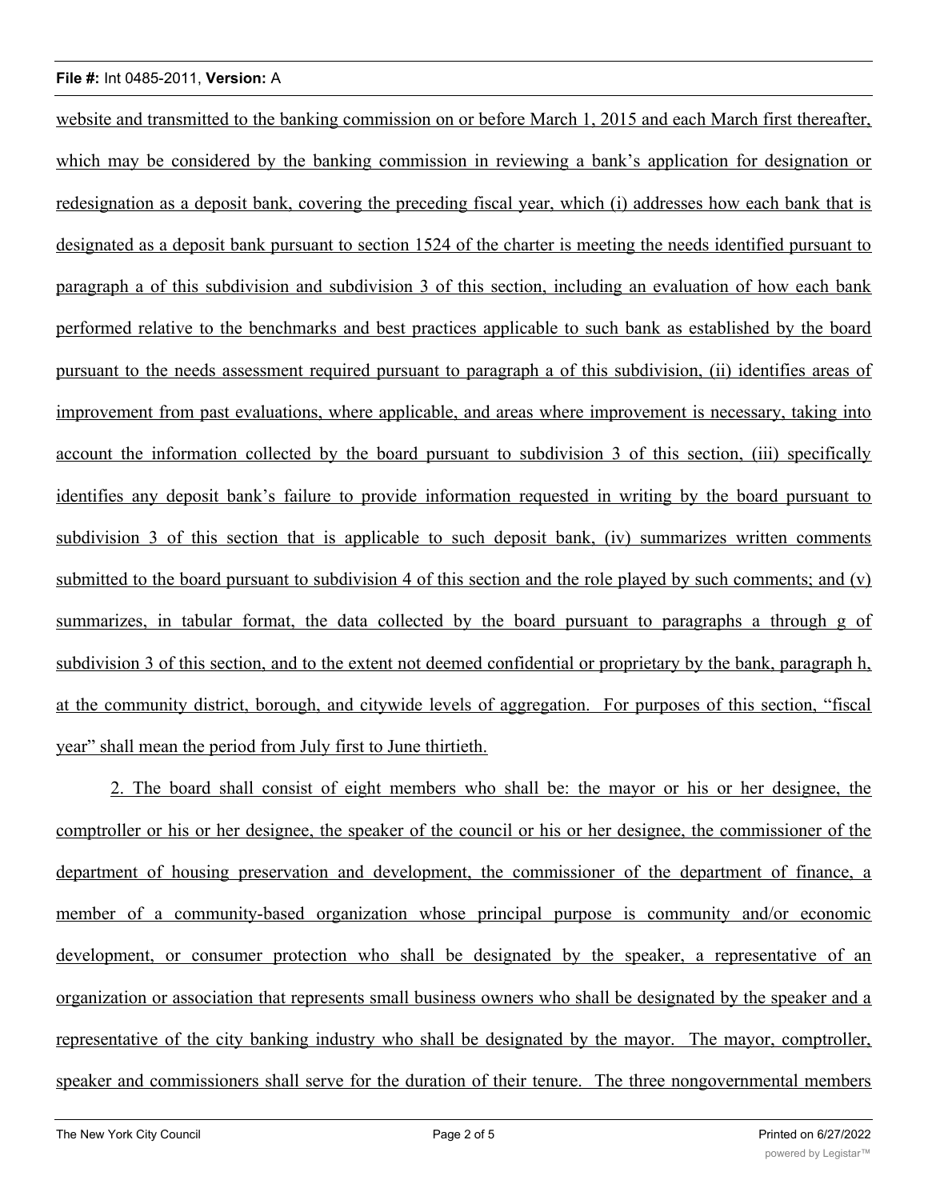website and transmitted to the banking commission on or before March 1, 2015 and each March first thereafter, which may be considered by the banking commission in reviewing a bank's application for designation or redesignation as a deposit bank, covering the preceding fiscal year, which (i) addresses how each bank that is designated as a deposit bank pursuant to section 1524 of the charter is meeting the needs identified pursuant to paragraph a of this subdivision and subdivision 3 of this section, including an evaluation of how each bank performed relative to the benchmarks and best practices applicable to such bank as established by the board pursuant to the needs assessment required pursuant to paragraph a of this subdivision, (ii) identifies areas of improvement from past evaluations, where applicable, and areas where improvement is necessary, taking into account the information collected by the board pursuant to subdivision 3 of this section, (iii) specifically identifies any deposit bank's failure to provide information requested in writing by the board pursuant to subdivision 3 of this section that is applicable to such deposit bank, (iv) summarizes written comments submitted to the board pursuant to subdivision 4 of this section and the role played by such comments; and (v) summarizes, in tabular format, the data collected by the board pursuant to paragraphs a through g of subdivision 3 of this section, and to the extent not deemed confidential or proprietary by the bank, paragraph h, at the community district, borough, and citywide levels of aggregation. For purposes of this section, "fiscal year" shall mean the period from July first to June thirtieth.

2. The board shall consist of eight members who shall be: the mayor or his or her designee, the comptroller or his or her designee, the speaker of the council or his or her designee, the commissioner of the department of housing preservation and development, the commissioner of the department of finance, a member of a community-based organization whose principal purpose is community and/or economic development, or consumer protection who shall be designated by the speaker, a representative of an organization or association that represents small business owners who shall be designated by the speaker and a representative of the city banking industry who shall be designated by the mayor. The mayor, comptroller, speaker and commissioners shall serve for the duration of their tenure. The three nongovernmental members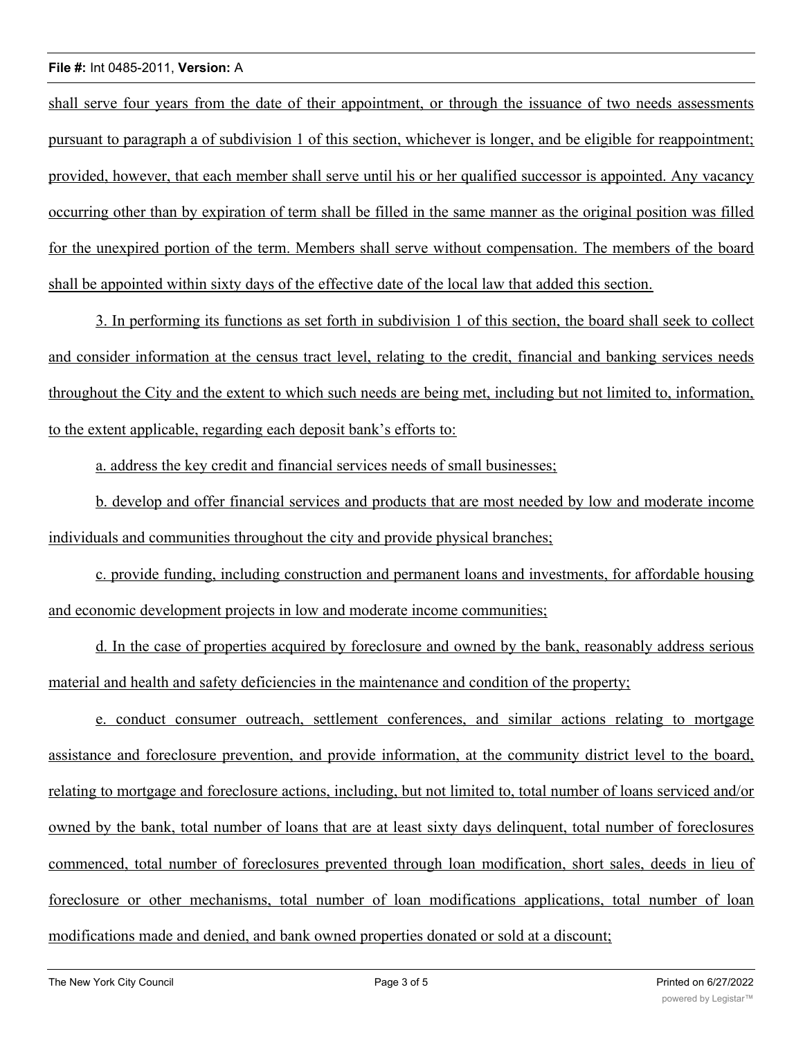shall serve four years from the date of their appointment, or through the issuance of two needs assessments pursuant to paragraph a of subdivision 1 of this section, whichever is longer, and be eligible for reappointment; provided, however, that each member shall serve until his or her qualified successor is appointed. Any vacancy occurring other than by expiration of term shall be filled in the same manner as the original position was filled for the unexpired portion of the term. Members shall serve without compensation. The members of the board shall be appointed within sixty days of the effective date of the local law that added this section.

3. In performing its functions as set forth in subdivision 1 of this section, the board shall seek to collect and consider information at the census tract level, relating to the credit, financial and banking services needs throughout the City and the extent to which such needs are being met, including but not limited to, information, to the extent applicable, regarding each deposit bank's efforts to:

a. address the key credit and financial services needs of small businesses;

b. develop and offer financial services and products that are most needed by low and moderate income individuals and communities throughout the city and provide physical branches;

c. provide funding, including construction and permanent loans and investments, for affordable housing and economic development projects in low and moderate income communities;

d. In the case of properties acquired by foreclosure and owned by the bank, reasonably address serious material and health and safety deficiencies in the maintenance and condition of the property;

e. conduct consumer outreach, settlement conferences, and similar actions relating to mortgage assistance and foreclosure prevention, and provide information, at the community district level to the board, relating to mortgage and foreclosure actions, including, but not limited to, total number of loans serviced and/or owned by the bank, total number of loans that are at least sixty days delinquent, total number of foreclosures commenced, total number of foreclosures prevented through loan modification, short sales, deeds in lieu of foreclosure or other mechanisms, total number of loan modifications applications, total number of loan modifications made and denied, and bank owned properties donated or sold at a discount;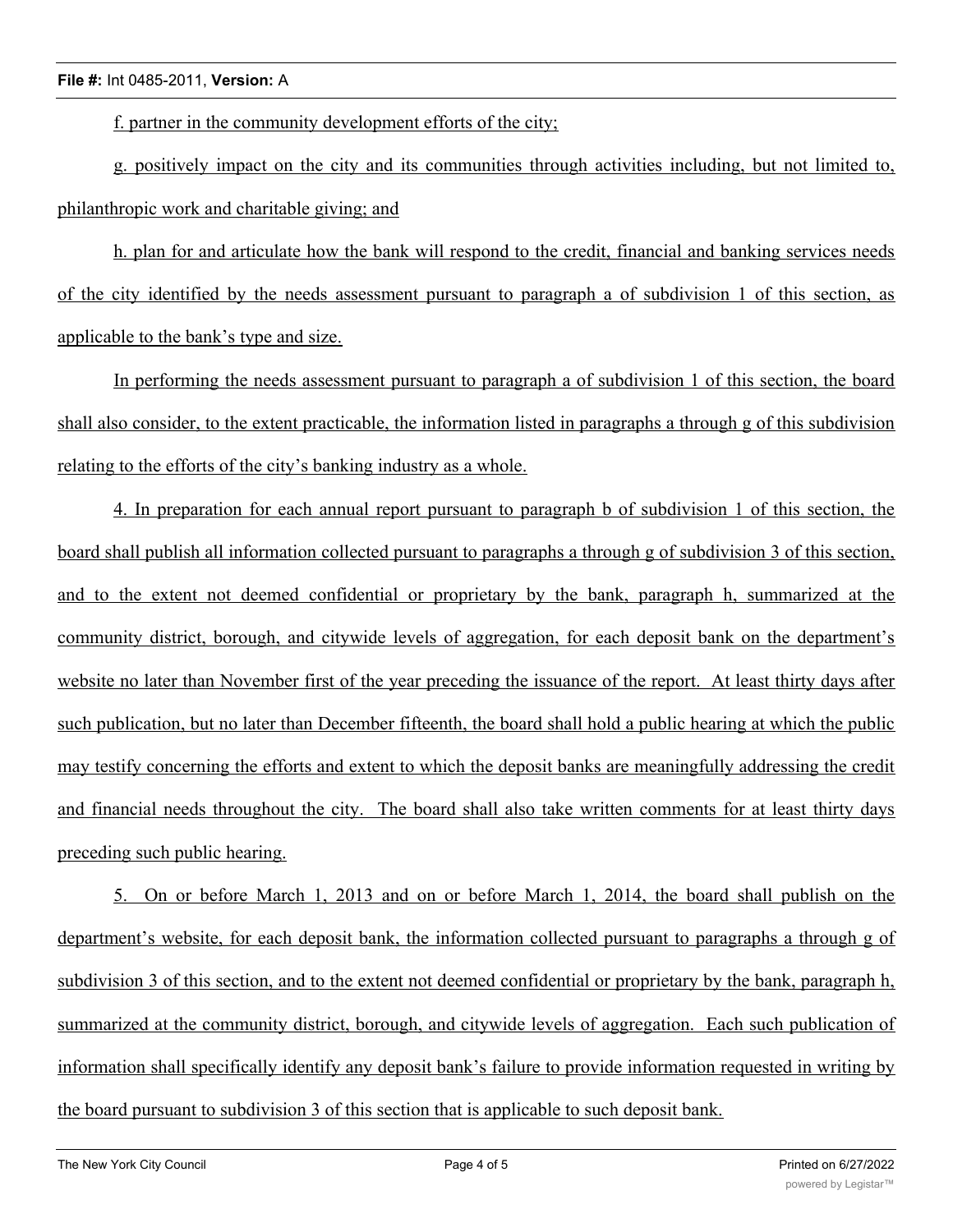f. partner in the community development efforts of the city;

g. positively impact on the city and its communities through activities including, but not limited to, philanthropic work and charitable giving; and

h. plan for and articulate how the bank will respond to the credit, financial and banking services needs of the city identified by the needs assessment pursuant to paragraph a of subdivision 1 of this section, as applicable to the bank's type and size.

In performing the needs assessment pursuant to paragraph a of subdivision 1 of this section, the board shall also consider, to the extent practicable, the information listed in paragraphs a through g of this subdivision relating to the efforts of the city's banking industry as a whole.

4. In preparation for each annual report pursuant to paragraph b of subdivision 1 of this section, the board shall publish all information collected pursuant to paragraphs a through g of subdivision 3 of this section, and to the extent not deemed confidential or proprietary by the bank, paragraph h, summarized at the community district, borough, and citywide levels of aggregation, for each deposit bank on the department's website no later than November first of the year preceding the issuance of the report. At least thirty days after such publication, but no later than December fifteenth, the board shall hold a public hearing at which the public may testify concerning the efforts and extent to which the deposit banks are meaningfully addressing the credit and financial needs throughout the city. The board shall also take written comments for at least thirty days preceding such public hearing.

5. On or before March 1, 2013 and on or before March 1, 2014, the board shall publish on the department's website, for each deposit bank, the information collected pursuant to paragraphs a through g of subdivision 3 of this section, and to the extent not deemed confidential or proprietary by the bank, paragraph h, summarized at the community district, borough, and citywide levels of aggregation. Each such publication of information shall specifically identify any deposit bank's failure to provide information requested in writing by the board pursuant to subdivision 3 of this section that is applicable to such deposit bank.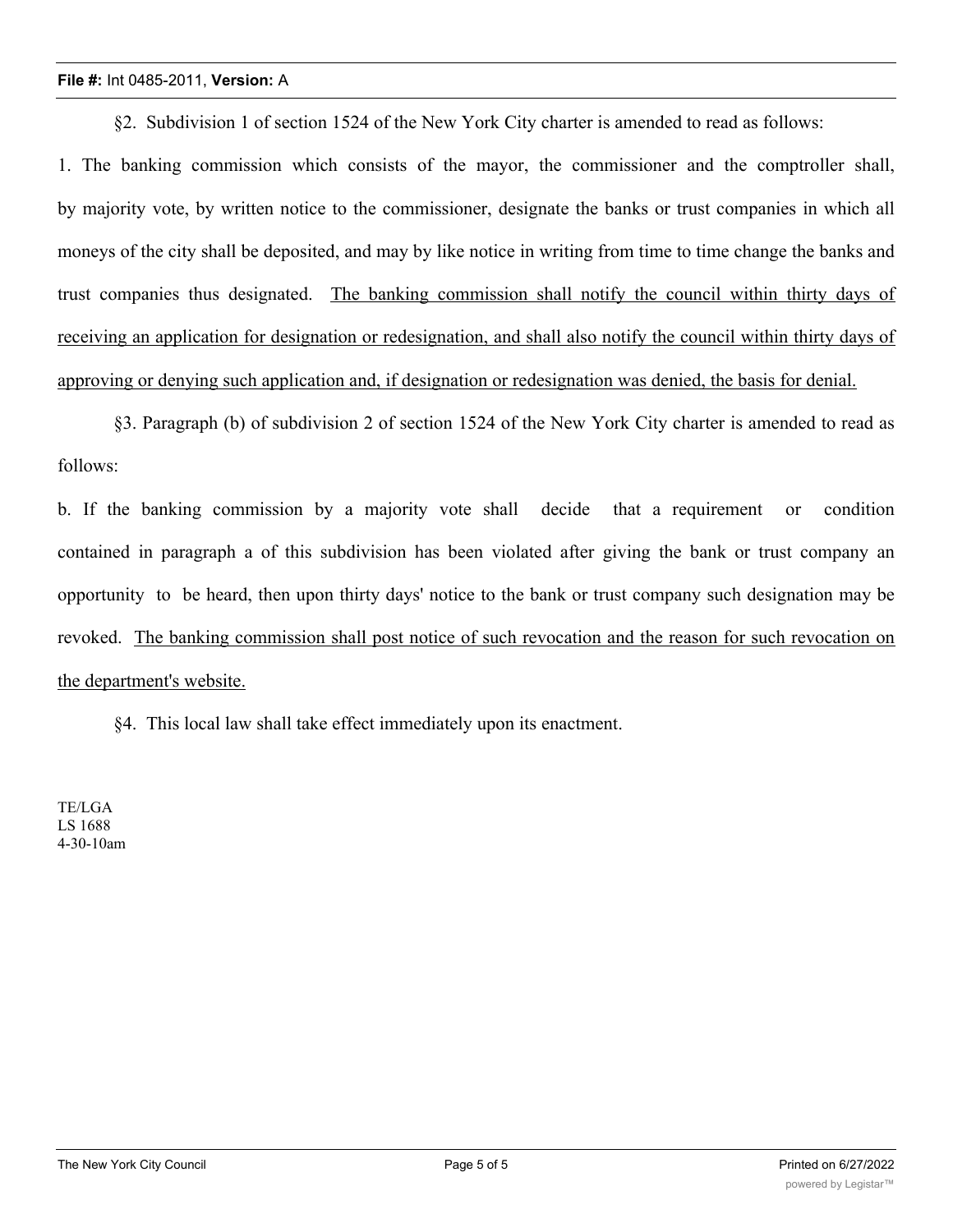§2. Subdivision 1 of section 1524 of the New York City charter is amended to read as follows:

1. The banking commission which consists of the mayor, the commissioner and the comptroller shall, by majority vote, by written notice to the commissioner, designate the banks or trust companies in which all moneys of the city shall be deposited, and may by like notice in writing from time to time change the banks and trust companies thus designated. <u>The banking commission shall notify the council within thirty days of receiving an application for designation or redesignation, and shall also notify the council within thirty days of approving or denying such application and, if designation or redesignation was denied, the basis for denial.</u>

§3. Paragraph (b) of subdivision 2 of section 1524 of the New York City charter is amended to read as follows:

b. If the banking commission by a majority vote shall decide that a requirement or condition contained in paragraph a of this subdivision has been violated after giving the bank or trust company an opportunity to be heard, then upon thirty days' notice to the bank or trust company such designation may be revoked. <u>The banking commission shall post notice of such revocation and the reason for such revocation on the department's website.</u>

§4. This local law shall take effect immediately upon its enactment.

TE/LGA
LS 1688
4-30-10am